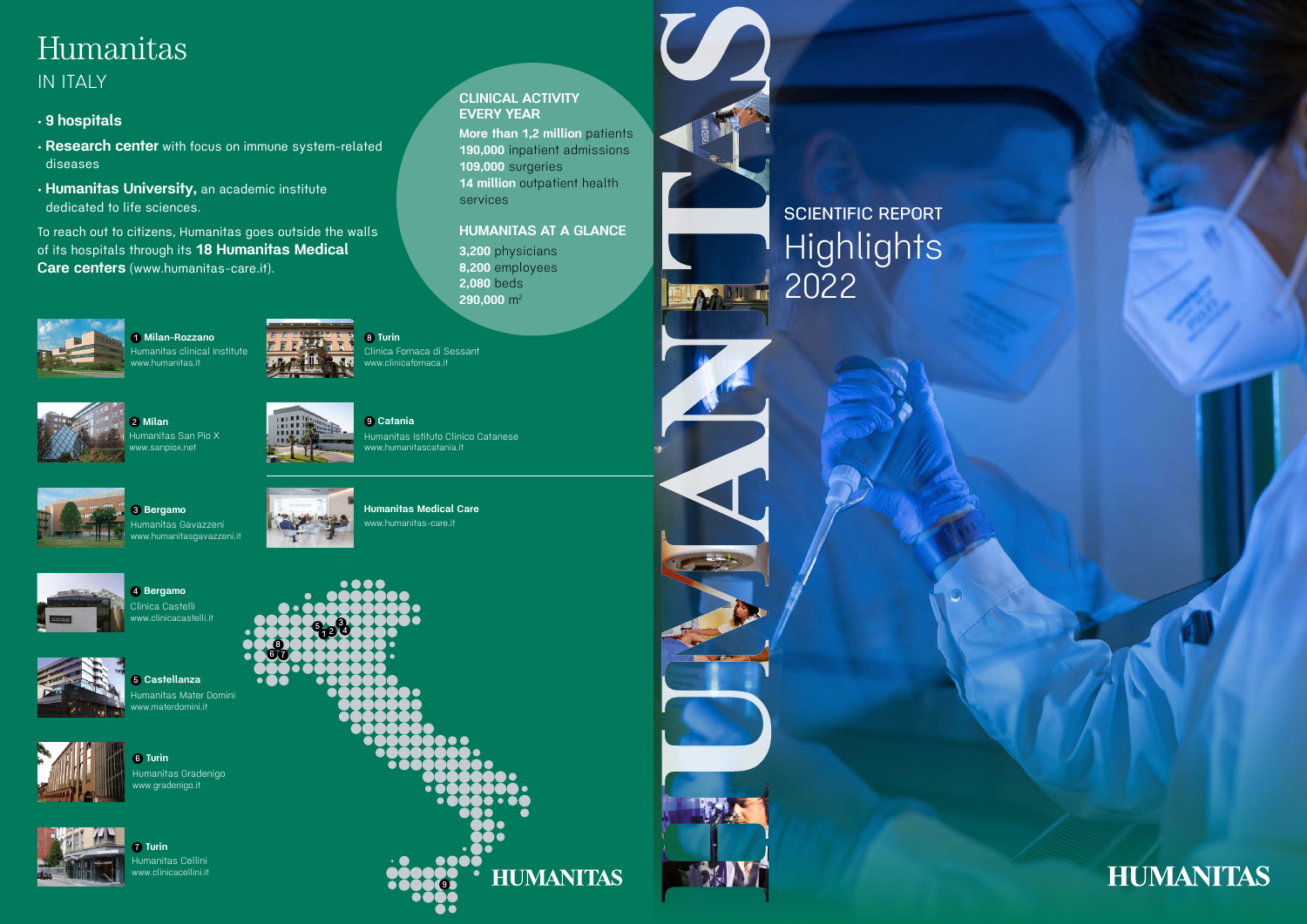# Humanitas

## IN ITALY

- **9 hospitals**
- **Research center** with focus on immune system-related diseases
- **Humanitas University,** an academic institute dedicated to life sciences.

To reach out to citizens, Humanitas goes outside the walls of its hospitals through its **18 Humanitas Medical Care centers** (www.humanitas-care.it).

### CLINICAL ACTIVITY EVERY YEAR

**More than 1,2 million** patients
**190,000** inpatient admissions
**109,000** surgeries
**14 million** outpatient health services

### HUMANITAS AT A GLANCE

**3,200** physicians
**8,200** employees
**2,080** beds
**290,000** m$^2$

**1 Milan-Rozzano**
Humanitas clinical Institute
www.humanitas.it

**2 Milan**
Humanitas San Pio X
www.sanpiox.net

**3 Bergamo**
Humanitas Gavazzeni
www.humanitasgavazzeni.it

**4 Bergamo**
Clinica Castelli
www.clinicacastelli.it

**5 Castellanza**
Humanitas Mater Domini
www.materdomini.it

**6 Turin**
Humanitas Gradenigo
www.gradenigo.it

**7 Turin**
Humanitas Cellini
www.clinicacellini.it

**8 Turin**
Clinica Fornaca di Sessant
www.clinicafornaca.it

**9 Catania**
Humanitas Istituto Clinico Catanese
www.humanitascatania.it

**Humanitas Medical Care**
www.humanitas-care.it

HUMANITAS

# SCIENTIFIC REPORT Highlights 2022

HUMANITAS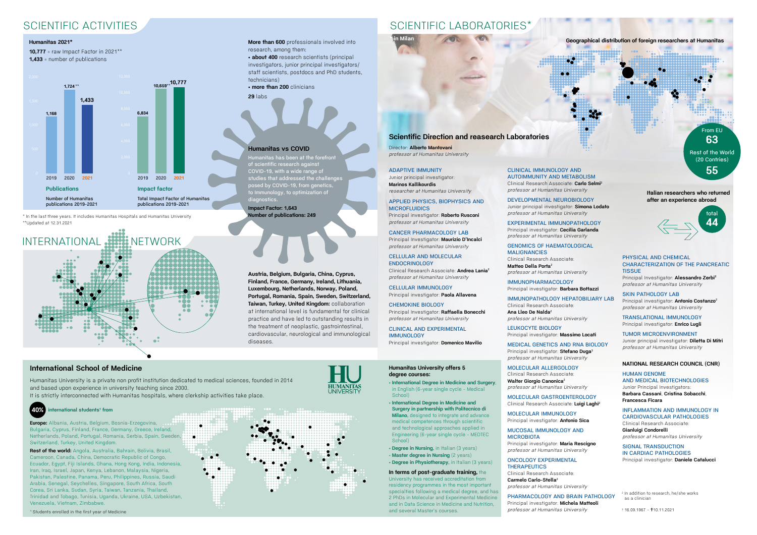# SCIENTIFIC ACTIVITIES

**Humanitas 2021***

**10,777** = raw Impact Factor in 2021**
**1,433** = number of publications

2019 2020 2021
1,168 1,724** 1,433

**Publications**

Number of Humanitas publications 2019-2021

2019 2020 2021
6,834 10,659** 10,777

**Impact factor**

Total Impact Factor of Humanitas publications 2019-2021

\* In the last three years. It includes Humanitas Hospitals and Humanitas University
\*\*Updated at 12.31.2021

**More than 600** professionals involved into research, among them:

- **about 400** research scientists (principal investigators, junior principal investigators/ staff scientists, postdocs and PhD students, technicians)
- **more than 200** clinicians

**29** labs

### Humanitas vs COVID

Humanitas has been at the forefront of scientific research against COVID-19, with a wide range of studies that addressed the challenges posed by COVID-19, from genetics, to Immunology, to optimization of diagnostics.

**Impact Factor: 1,643**
**Number of publications: 249**

# INTERNATIONAL NETWORK

**Austria, Belgium, Bulgaria, China, Cyprus, Finland, France, Germany, Ireland, Lithuania, Luxembourg, Netherlands, Norway, Poland, Portugal, Romania, Spain, Sweden, Switzerland, Taiwan, Turkey, United Kingdom:** collaboration at international level is fundamental for clinical practice and have led to outstanding results in the treatment of neoplastic, gastrointestinal, cardiovascular, neurological and immunological diseases.

## International School of Medicine

Humanitas University is a private non profit institution dedicated to medical sciences, founded in 2014 and based upon experience in university teaching since 2000.
It is strictly interconnected with Humanitas hospitals, where clerkship activities take place.

**40%** international students[1] from

**Europe:** Albania, Austria, Belgium, Bosnia-Erzegovina, Bulgaria, Cyprus, Finland, France, Germany, Greece, Ireland, Netherlands, Poland, Portugal, Romania, Serbia, Spain, Sweden, Switzerland, Turkey, United Kingdom.

**Rest of the world:** Angola, Australia, Bahrain, Bolivia, Brasil, Cameroon, Canada, China, Democratic Republic of Congo, Ecuador, Egypt, Fiji Islands, Ghana, Hong Kong, India, Indonesia, Iran, Iraq, Israel, Japan, Kenya, Lebanon, Malaysia, Nigeria, Pakistan, Palestine, Panama, Peru, Philippines, Russia, Saudi Arabia, Senegal, Seychelles, Singapore, South Africa, South Corea, Sri Lanka, Sudan, Syria, Taiwan, Tanzania, Thailand, Trinidad and Tobago, Tunisia, Uganda, Ukraine, USA, Uzbekistan, Venezuela, Vietnam, Zimbabwe.

[1] Students enrolled in the first year of Medicine

HUMANITAS UNIVERSITY

**Humanitas University offers 5 degree courses:**

- **International Degree in Medicine and Surgery**, in English (6-year single cycle - Medical School)
- **International Degree in Medicine and Surgery in partnership with Politecnico di Milano**, designed to integrate and advance medical competences through scientific and technological approaches applied in Engineering (6-year single cycle - MEDTEC School)
- **Degree in Nursing**, in Italian (3 years)
- **Master degree in Nursing** (2 years)
- **Degree in Physiotherapy**, in Italian (3 years)

**In terms of post-graduate training,** the University has received accreditation from residency programmes in the most important specialties following a medical degree, and has 2 PhDs in Molecular and Experimental Medicine and in Data Science in Medicine and Nutrition, and several Master's courses.

# SCIENTIFIC LABORATORIES*

in Milan

**Geographical distribution of foreign researchers at Humanitas**

From EU **63**
Rest of the World (20 Contries) **55**

**Italian researchers who returned after an experience abroad**

total **44**

## Scientific Direction and reasearch Laboratories

Director: **Alberto Mantovani**
*professor at Humanitas University*

ADAPTIVE IMMUNITY
Junior principal investigator: **Marinos Kallikourdis**
*researcher at Humanitas University*

APPLIED PHYSICS, BIOPHYSICS AND MICROFLUIDICS
Principal investigator: **Roberto Rusconi**
*professor at Humanitas University*

CANCER PHARMACOLOGY LAB
Principal investigator: **Maurizio D'Incalci**
*professor at Humanitas University*

CELLULAR AND MOLECULAR ENDOCRINOLOGY
Clinical Research Associate: **Andrea Lania**[2]
*professor at Humanitas University*

CELLULAR IMMUNOLOGY
Principal investigator: **Paola Allavena**

CHEMOKINE BIOLOGY
Principal Investigator: **Raffaella Bonecchi**
*professor at Humanitas University*

CLINICAL AND EXPERIMENTAL IMMUNOLOGY
Principal investigator: **Domenico Mavilio**

CLINICAL IMMUNOLOGY AND AUTOIMMUNITY AND METABOLISM
Clinical Research Associate: **Carlo Selmi**[2]
*professor at Humanitas University*

DEVELOPMENTAL NEUROBIOLOGY
Junior principal investigator: **Simona Lodato**
*professor at Humanitas University*

EXPERIMENTAL IMMUNOPATHOLOGY
Principal investigator: **Cecilia Garlanda**
*professor at Humanitas University*

GENOMICS OF HAEMATOLOGICAL MALIGNANCIES
Clinical Research Associate: **Matteo Della Porta**[2]
*professor at Humanitas University*

IMMUNOPHARMACOLOGY
Principal investigator: **Barbara Bottazzi**

IMMUNOPATHOLOGY HEPATOBILIARY LAB
Clinical Research Associate: **Ana Lleo De Nalda**[2]
*professor at Humanitas University*

LEUKOCYTE BIOLOGY
Principal investigator: **Massimo Locati**

MEDICAL GENETICS AND RNA BIOLOGY
Principal investigator: **Stefano Duga**[3]
*professor at Humanitas University*

MOLECULAR ALLERGOLOGY
Clinical Research Associate: **Walter Giorgio Canonica**[2]
*professor at Humanitas University*

MOLECULAR GASTROENTEROLOGY
Clinical Research Associate: **Luigi Laghi**[2]

MOLECULAR IMMUNOLOGY
Principal investigator: **Antonio Sica**

MUCOSAL IMMUNOLOGY AND MICROBIOTA
Principal investigator: **Maria Rescigno**
*professor at Humanitas University*

ONCOLOGY EXPERIMENTAL THERAPEUTICS
Clinical Research Associate: **Carmelo Carlo-Stella**[2]
*professor at Humanitas University*

PHARMACOLOGY AND BRAIN PATHOLOGY
Principal investigator: **Michela Matteoli**
*professor at Humanitas University*

PHYSICAL AND CHEMICAL CHARACTERIZATION OF THE PANCREATIC TISSUE
Principal Investigator: **Alessandro Zerbi**[2]
*professor at Humanitas University*

SKIN PATHOLOGY LAB
Principal investigator: **Antonio Costanzo**[2]
*professor at Humanitas University*

TRANSLATIONAL IMMUNOLOGY
Principal investigator: **Enrico Lugli**

TUMOR MICROENVIRONMENT
Junior principal investigator: **Diletta Di Mitri**
*professor at Humanitas University*

**NATIONAL RESEARCH COUNCIL (CNR)**

HUMAN GENOME AND MEDICAL BIOTECHNOLOGIES
Junior Principal Investigators: **Barbara Cassani**, **Cristina Sobacchi**, **Francesca Ficara**

INFLAMMATION AND IMMUNOLOGY IN CARDIOVASCULAR PATHOLOGIES
Clinical Research Associate: **Gianluigi Condorelli**
*professor at Humanitas University*

SIGNAL TRANSDUCTION IN CARDIAC PATHOLOGIES
Principal investigator: **Daniele Catalucci**

[2] In addition to research, he/she works as a clinician

[3] 16.09.1967 – †10.11.2021